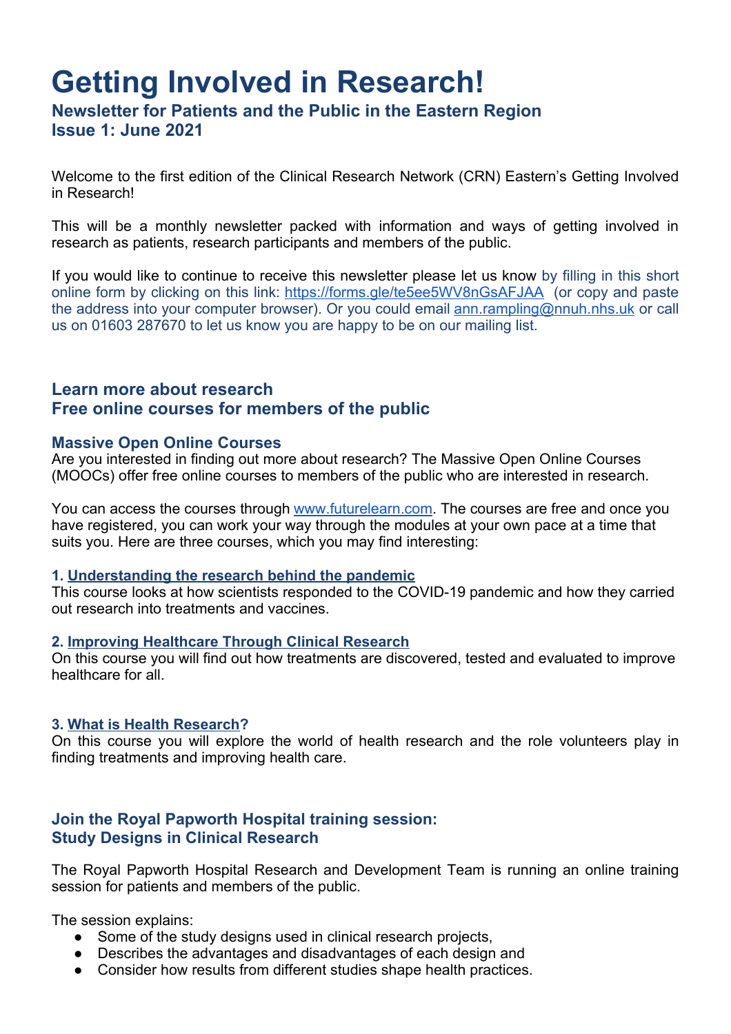# Getting Involved in Research!

### Newsletter for Patients and the Public in the Eastern Region
### Issue 1: June 2021

Welcome to the first edition of the Clinical Research Network (CRN) Eastern's Getting Involved in Research!

This will be a monthly newsletter packed with information and ways of getting involved in research as patients, research participants and members of the public.

If you would like to continue to receive this newsletter please let us know by filling in this short online form by clicking on this link: https://forms.gle/te5ee5WV8nGsAFJAA (or copy and paste the address into your computer browser). Or you could email ann.rampling@nnuh.nhs.uk or call us on 01603 287670 to let us know you are happy to be on our mailing list.

## Learn more about research
## Free online courses for members of the public

### Massive Open Online Courses

Are you interested in finding out more about research? The Massive Open Online Courses (MOOCs) offer free online courses to members of the public who are interested in research.

You can access the courses through www.futurelearn.com. The courses are free and once you have registered, you can work your way through the modules at your own pace at a time that suits you. Here are three courses, which you may find interesting:

**1. Understanding the research behind the pandemic**

This course looks at how scientists responded to the COVID-19 pandemic and how they carried out research into treatments and vaccines.

**2. Improving Healthcare Through Clinical Research**

On this course you will find out how treatments are discovered, tested and evaluated to improve healthcare for all.

**3. What is Health Research?**

On this course you will explore the world of health research and the role volunteers play in finding treatments and improving health care.

## Join the Royal Papworth Hospital training session:
## Study Designs in Clinical Research

The Royal Papworth Hospital Research and Development Team is running an online training session for patients and members of the public.

The session explains:

- Some of the study designs used in clinical research projects,
- Describes the advantages and disadvantages of each design and
- Consider how results from different studies shape health practices.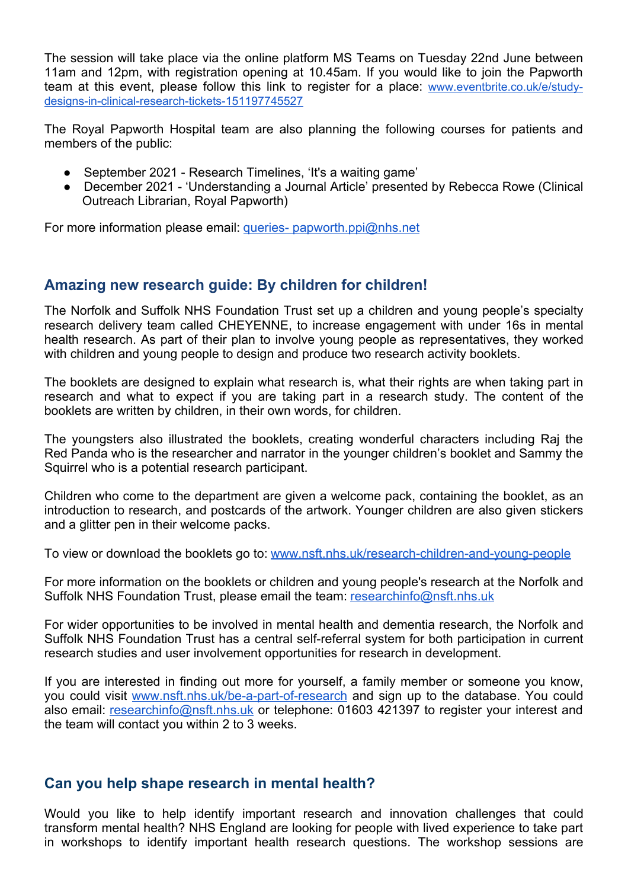The session will take place via the online platform MS Teams on Tuesday 22nd June between 11am and 12pm, with registration opening at 10.45am. If you would like to join the Papworth team at this event, please follow this link to register for a place: [www.eventbrite.co.uk/e/study-designs-in-clinical-research-tickets-151197745527](www.eventbrite.co.uk/e/study-designs-in-clinical-research-tickets-151197745527)

The Royal Papworth Hospital team are also planning the following courses for patients and members of the public:

- September 2021 - Research Timelines, 'It's a waiting game'
- December 2021 - 'Understanding a Journal Article' presented by Rebecca Rowe (Clinical Outreach Librarian, Royal Papworth)

For more information please email: queries- papworth.ppi@nhs.net

## Amazing new research guide: By children for children!

The Norfolk and Suffolk NHS Foundation Trust set up a children and young people's specialty research delivery team called CHEYENNE, to increase engagement with under 16s in mental health research. As part of their plan to involve young people as representatives, they worked with children and young people to design and produce two research activity booklets.

The booklets are designed to explain what research is, what their rights are when taking part in research and what to expect if you are taking part in a research study. The content of the booklets are written by children, in their own words, for children.

The youngsters also illustrated the booklets, creating wonderful characters including Raj the Red Panda who is the researcher and narrator in the younger children's booklet and Sammy the Squirrel who is a potential research participant.

Children who come to the department are given a welcome pack, containing the booklet, as an introduction to research, and postcards of the artwork. Younger children are also given stickers and a glitter pen in their welcome packs.

To view or download the booklets go to: [www.nsft.nhs.uk/research-children-and-young-people](www.nsft.nhs.uk/research-children-and-young-people)

For more information on the booklets or children and young people's research at the Norfolk and Suffolk NHS Foundation Trust, please email the team: researchinfo@nsft.nhs.uk

For wider opportunities to be involved in mental health and dementia research, the Norfolk and Suffolk NHS Foundation Trust has a central self-referral system for both participation in current research studies and user involvement opportunities for research in development.

If you are interested in finding out more for yourself, a family member or someone you know, you could visit [www.nsft.nhs.uk/be-a-part-of-research](www.nsft.nhs.uk/be-a-part-of-research) and sign up to the database. You could also email: researchinfo@nsft.nhs.uk or telephone: 01603 421397 to register your interest and the team will contact you within 2 to 3 weeks.

## Can you help shape research in mental health?

Would you like to help identify important research and innovation challenges that could transform mental health? NHS England are looking for people with lived experience to take part in workshops to identify important health research questions. The workshop sessions are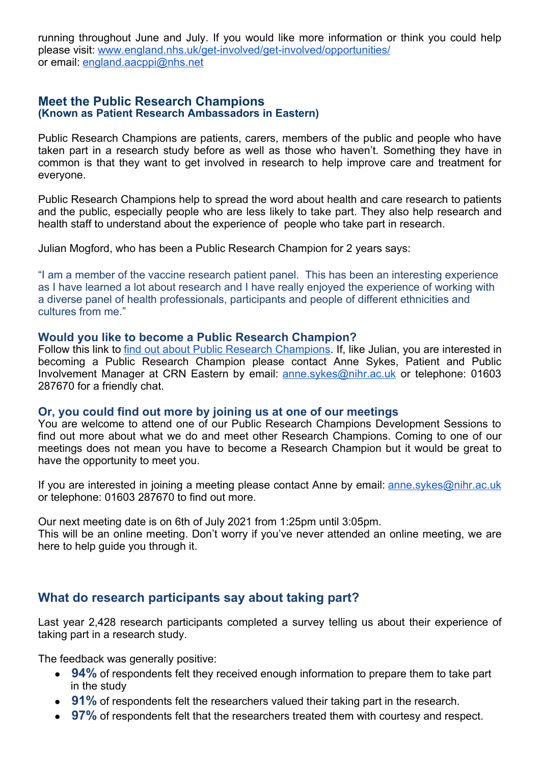running throughout June and July. If you would like more information or think you could help please visit: [www.england.nhs.uk/get-involved/get-involved/opportunities/](http://www.england.nhs.uk/get-involved/get-involved/opportunities/)
or email: [england.aacppi@nhs.net](mailto:england.aacppi@nhs.net)

## Meet the Public Research Champions
### (Known as Patient Research Ambassadors in Eastern)

Public Research Champions are patients, carers, members of the public and people who have taken part in a research study before as well as those who haven't. Something they have in common is that they want to get involved in research to help improve care and treatment for everyone.

Public Research Champions help to spread the word about health and care research to patients and the public, especially people who are less likely to take part. They also help research and health staff to understand about the experience of people who take part in research.

Julian Mogford, who has been a Public Research Champion for 2 years says:

"I am a member of the vaccine research patient panel. This has been an interesting experience as I have learned a lot about research and I have really enjoyed the experience of working with a diverse panel of health professionals, participants and people of different ethnicities and cultures from me."

### Would you like to become a Public Research Champion?

Follow this link to find out about Public Research Champions. If, like Julian, you are interested in becoming a Public Research Champion please contact Anne Sykes, Patient and Public Involvement Manager at CRN Eastern by email: [anne.sykes@nihr.ac.uk](mailto:anne.sykes@nihr.ac.uk) or telephone: 01603 287670 for a friendly chat.

### Or, you could find out more by joining us at one of our meetings

You are welcome to attend one of our Public Research Champions Development Sessions to find out more about what we do and meet other Research Champions. Coming to one of our meetings does not mean you have to become a Research Champion but it would be great to have the opportunity to meet you.

If you are interested in joining a meeting please contact Anne by email: [anne.sykes@nihr.ac.uk](mailto:anne.sykes@nihr.ac.uk) or telephone: 01603 287670 to find out more.

Our next meeting date is on 6th of July 2021 from 1:25pm until 3:05pm.
This will be an online meeting. Don't worry if you've never attended an online meeting, we are here to help guide you through it.

## What do research participants say about taking part?

Last year 2,428 research participants completed a survey telling us about their experience of taking part in a research study.

The feedback was generally positive:

- **94%** of respondents felt they received enough information to prepare them to take part in the study
- **91%** of respondents felt the researchers valued their taking part in the research.
- **97%** of respondents felt that the researchers treated them with courtesy and respect.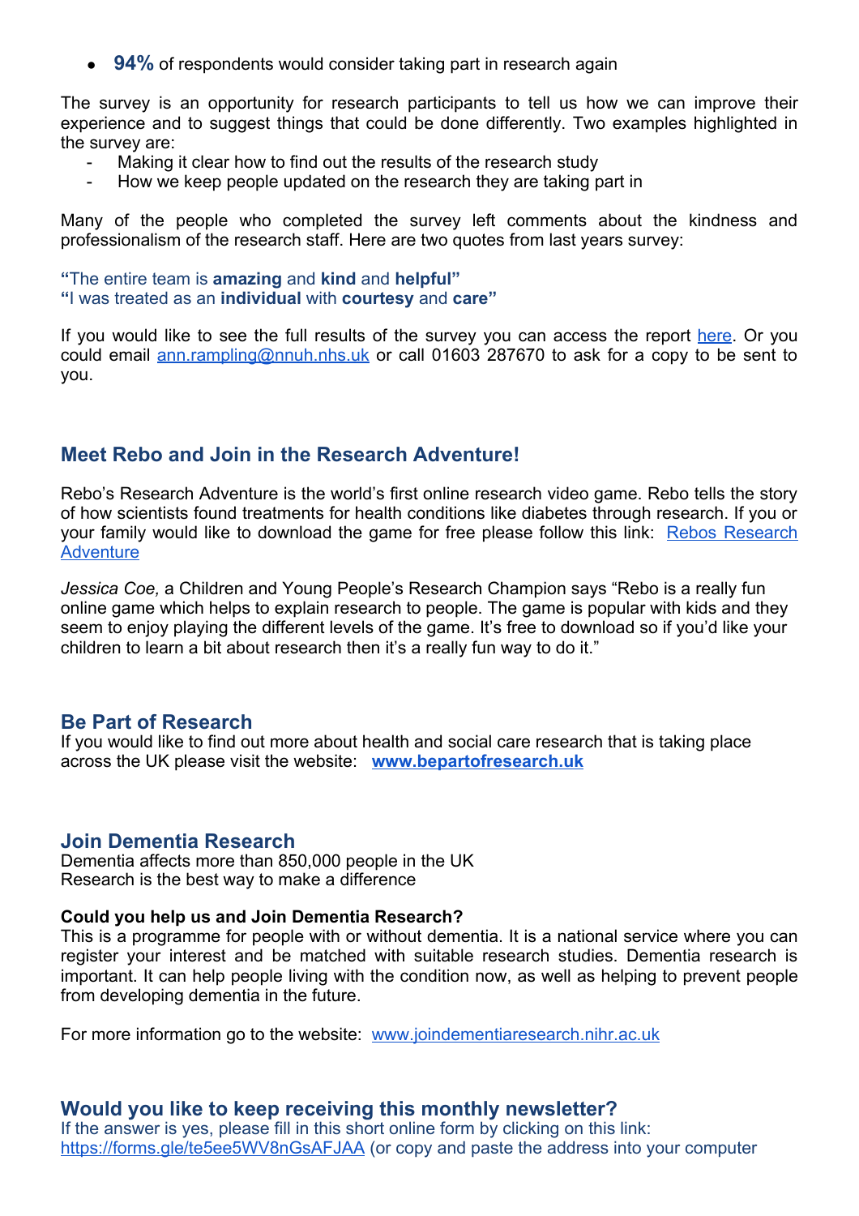- **94%** of respondents would consider taking part in research again

The survey is an opportunity for research participants to tell us how we can improve their experience and to suggest things that could be done differently. Two examples highlighted in the survey are:

- Making it clear how to find out the results of the research study
- How we keep people updated on the research they are taking part in

Many of the people who completed the survey left comments about the kindness and professionalism of the research staff. Here are two quotes from last years survey:

**"**The entire team is **amazing** and **kind** and **helpful"**
**"**I was treated as an **individual** with **courtesy** and **care"**

If you would like to see the full results of the survey you can access the report [here](). Or you could email [ann.rampling@nnuh.nhs.uk](mailto:ann.rampling@nnuh.nhs.uk) or call 01603 287670 to ask for a copy to be sent to you.

## Meet Rebo and Join in the Research Adventure!

Rebo's Research Adventure is the world's first online research video game. Rebo tells the story of how scientists found treatments for health conditions like diabetes through research. If you or your family would like to download the game for free please follow this link: [Rebos Research Adventure]()

*Jessica Coe,* a Children and Young People's Research Champion says "Rebo is a really fun online game which helps to explain research to people. The game is popular with kids and they seem to enjoy playing the different levels of the game. It's free to download so if you'd like your children to learn a bit about research then it's a really fun way to do it."

## Be Part of Research

If you would like to find out more about health and social care research that is taking place across the UK please visit the website: **[www.bepartofresearch.uk](http://www.bepartofresearch.uk)**

## Join Dementia Research

Dementia affects more than 850,000 people in the UK
Research is the best way to make a difference

**Could you help us and Join Dementia Research?**
This is a programme for people with or without dementia. It is a national service where you can register your interest and be matched with suitable research studies. Dementia research is important. It can help people living with the condition now, as well as helping to prevent people from developing dementia in the future.

For more information go to the website: [www.joindementiaresearch.nihr.ac.uk](http://www.joindementiaresearch.nihr.ac.uk)

## Would you like to keep receiving this monthly newsletter?

If the answer is yes, please fill in this short online form by clicking on this link: [https://forms.gle/te5ee5WV8nGsAFJAA](https://forms.gle/te5ee5WV8nGsAFJAA) (or copy and paste the address into your computer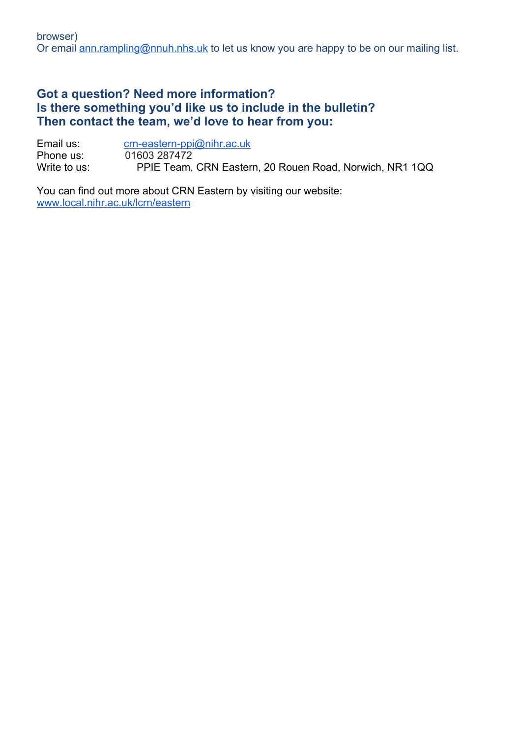browser)
Or email ann.rampling@nnuh.nhs.uk to let us know you are happy to be on our mailing list.

### Got a question? Need more information?
### Is there something you'd like us to include in the bulletin?
### Then contact the team, we'd love to hear from you:

Email us: crn-eastern-ppi@nihr.ac.uk
Phone us: 01603 287472
Write to us: PPIE Team, CRN Eastern, 20 Rouen Road, Norwich, NR1 1QQ

You can find out more about CRN Eastern by visiting our website:
www.local.nihr.ac.uk/lcrn/eastern